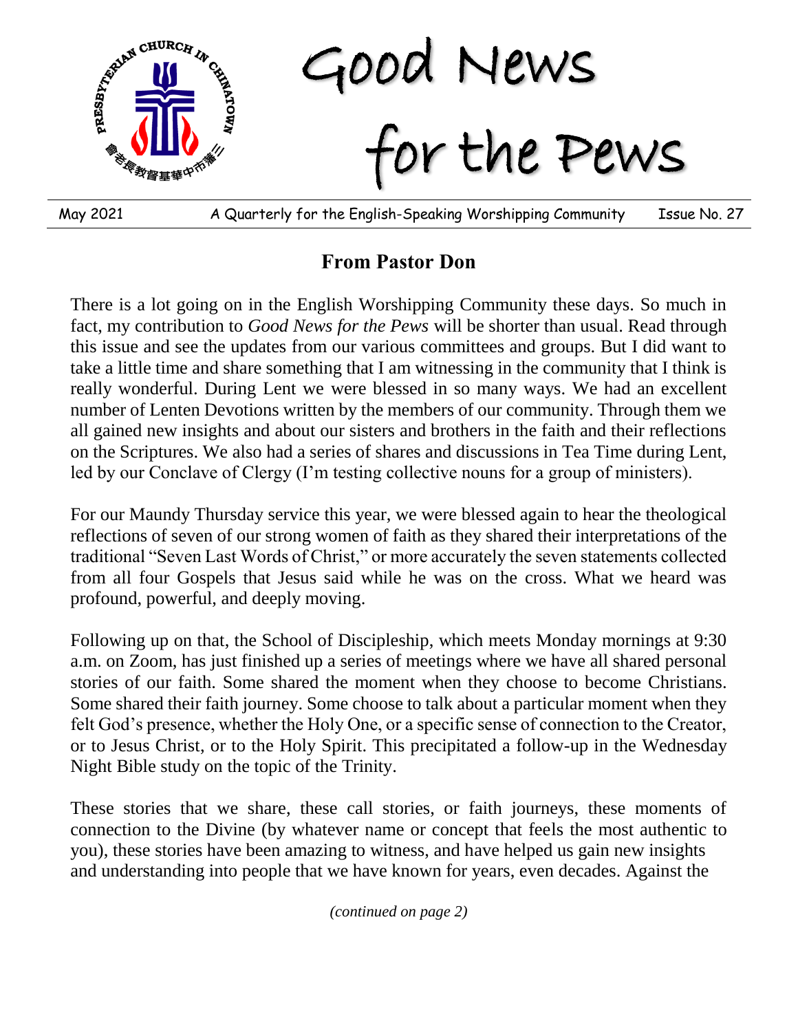# Good News for the Pews

May 2021 | A Quarterly for the English-Speaking Worshipping Community | Issue No. 27

## From Pastor Don

There is a lot going on in the English Worshipping Community these days. So much in fact, my contribution to *Good News for the Pews* will be shorter than usual. Read through this issue and see the updates from our various committees and groups. But I did want to take a little time and share something that I am witnessing in the community that I think is really wonderful. During Lent we were blessed in so many ways. We had an excellent number of Lenten Devotions written by the members of our community. Through them we all gained new insights and about our sisters and brothers in the faith and their reflections on the Scriptures. We also had a series of shares and discussions in Tea Time during Lent, led by our Conclave of Clergy (I'm testing collective nouns for a group of ministers).

For our Maundy Thursday service this year, we were blessed again to hear the theological reflections of seven of our strong women of faith as they shared their interpretations of the traditional "Seven Last Words of Christ," or more accurately the seven statements collected from all four Gospels that Jesus said while he was on the cross. What we heard was profound, powerful, and deeply moving.

Following up on that, the School of Discipleship, which meets Monday mornings at 9:30 a.m. on Zoom, has just finished up a series of meetings where we have all shared personal stories of our faith. Some shared the moment when they choose to become Christians. Some shared their faith journey. Some choose to talk about a particular moment when they felt God's presence, whether the Holy One, or a specific sense of connection to the Creator, or to Jesus Christ, or to the Holy Spirit. This precipitated a follow-up in the Wednesday Night Bible study on the topic of the Trinity.

These stories that we share, these call stories, or faith journeys, these moments of connection to the Divine (by whatever name or concept that feels the most authentic to you), these stories have been amazing to witness, and have helped us gain new insights and understanding into people that we have known for years, even decades. Against the

*(continued on page 2)*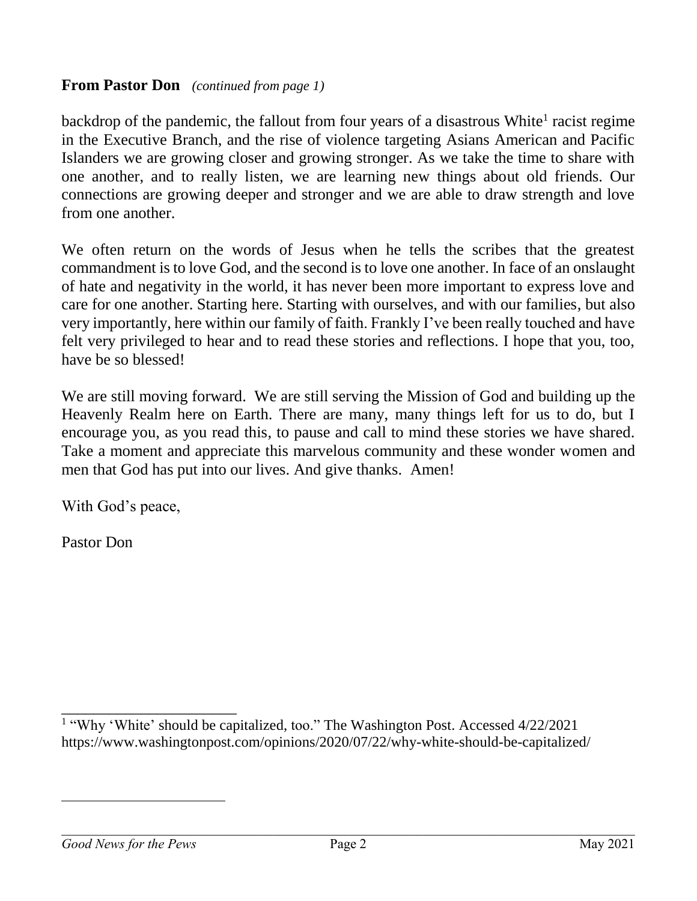**From Pastor Don** *(continued from page 1)*

backdrop of the pandemic, the fallout from four years of a disastrous White[1] racist regime in the Executive Branch, and the rise of violence targeting Asians American and Pacific Islanders we are growing closer and growing stronger. As we take the time to share with one another, and to really listen, we are learning new things about old friends. Our connections are growing deeper and stronger and we are able to draw strength and love from one another.

We often return on the words of Jesus when he tells the scribes that the greatest commandment is to love God, and the second is to love one another. In face of an onslaught of hate and negativity in the world, it has never been more important to express love and care for one another. Starting here. Starting with ourselves, and with our families, but also very importantly, here within our family of faith. Frankly I've been really touched and have felt very privileged to hear and to read these stories and reflections. I hope that you, too, have be so blessed!

We are still moving forward. We are still serving the Mission of God and building up the Heavenly Realm here on Earth. There are many, many things left for us to do, but I encourage you, as you read this, to pause and call to mind these stories we have shared. Take a moment and appreciate this marvelous community and these wonder women and men that God has put into our lives. And give thanks. Amen!

With God's peace,

Pastor Don

---

[1] "Why 'White' should be capitalized, too." The Washington Post. Accessed 4/22/2021 https://www.washingtonpost.com/opinions/2020/07/22/why-white-should-be-capitalized/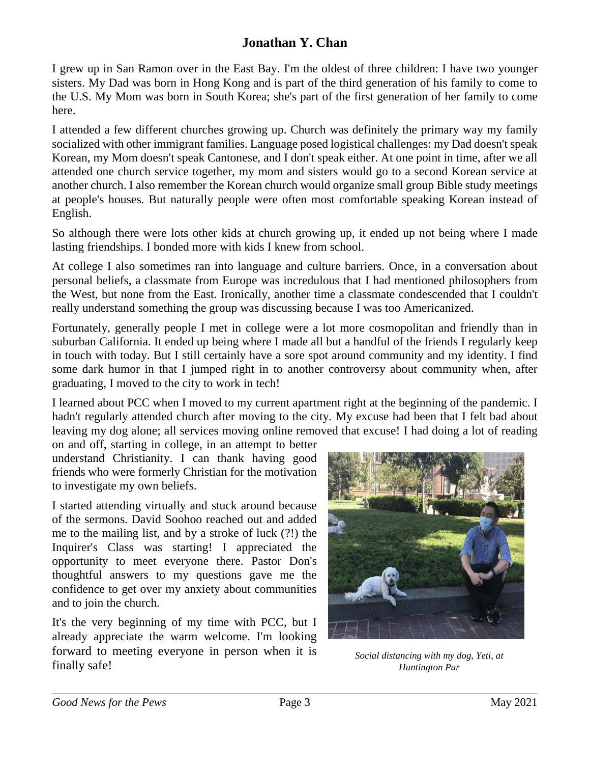## Jonathan Y. Chan

I grew up in San Ramon over in the East Bay. I'm the oldest of three children: I have two younger sisters. My Dad was born in Hong Kong and is part of the third generation of his family to come to the U.S. My Mom was born in South Korea; she's part of the first generation of her family to come here.

I attended a few different churches growing up. Church was definitely the primary way my family socialized with other immigrant families. Language posed logistical challenges: my Dad doesn't speak Korean, my Mom doesn't speak Cantonese, and I don't speak either. At one point in time, after we all attended one church service together, my mom and sisters would go to a second Korean service at another church. I also remember the Korean church would organize small group Bible study meetings at people's houses. But naturally people were often most comfortable speaking Korean instead of English.

So although there were lots other kids at church growing up, it ended up not being where I made lasting friendships. I bonded more with kids I knew from school.

At college I also sometimes ran into language and culture barriers. Once, in a conversation about personal beliefs, a classmate from Europe was incredulous that I had mentioned philosophers from the West, but none from the East. Ironically, another time a classmate condescended that I couldn't really understand something the group was discussing because I was too Americanized.

Fortunately, generally people I met in college were a lot more cosmopolitan and friendly than in suburban California. It ended up being where I made all but a handful of the friends I regularly keep in touch with today. But I still certainly have a sore spot around community and my identity. I find some dark humor in that I jumped right in to another controversy about community when, after graduating, I moved to the city to work in tech!

I learned about PCC when I moved to my current apartment right at the beginning of the pandemic. I hadn't regularly attended church after moving to the city. My excuse had been that I felt bad about leaving my dog alone; all services moving online removed that excuse! I had doing a lot of reading on and off, starting in college, in an attempt to better understand Christianity. I can thank having good friends who were formerly Christian for the motivation to investigate my own beliefs.

I started attending virtually and stuck around because of the sermons. David Soohoo reached out and added me to the mailing list, and by a stroke of luck (?!) the Inquirer's Class was starting! I appreciated the opportunity to meet everyone there. Pastor Don's thoughtful answers to my questions gave me the confidence to get over my anxiety about communities and to join the church.

It's the very beginning of my time with PCC, but I already appreciate the warm welcome. I'm looking forward to meeting everyone in person when it is finally safe!

*Social distancing with my dog, Yeti, at Huntington Par*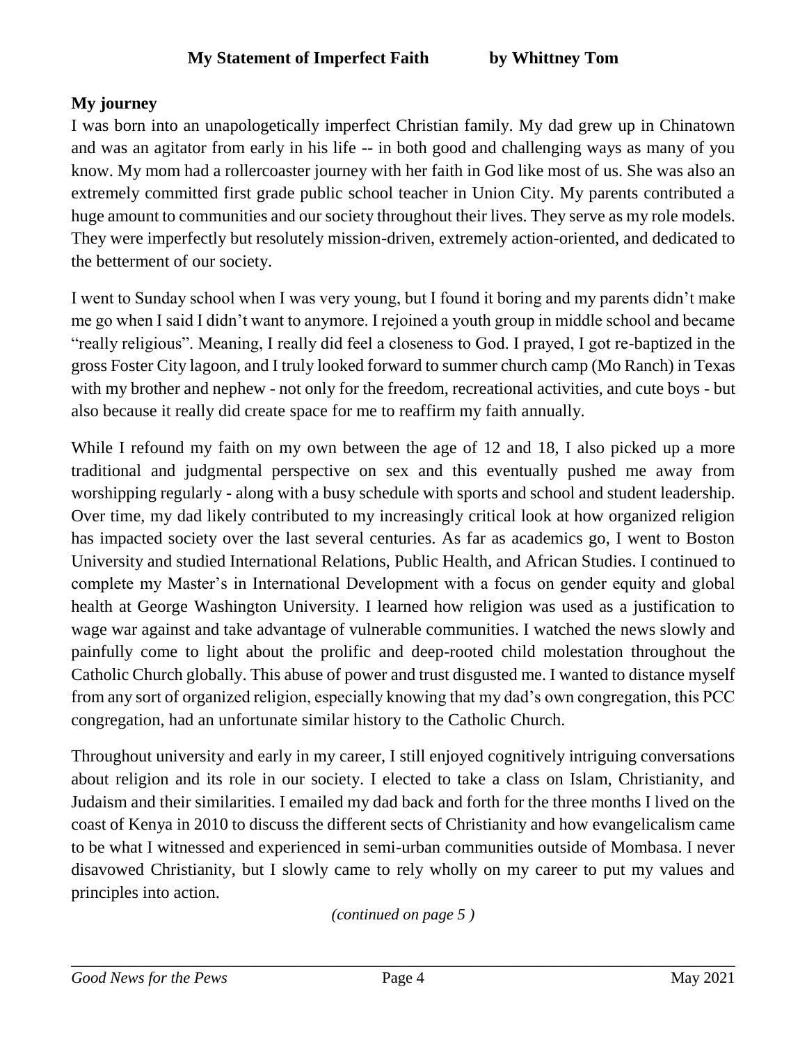**My Statement of Imperfect Faith by Whittney Tom**

**My journey**

I was born into an unapologetically imperfect Christian family. My dad grew up in Chinatown and was an agitator from early in his life -- in both good and challenging ways as many of you know. My mom had a rollercoaster journey with her faith in God like most of us. She was also an extremely committed first grade public school teacher in Union City. My parents contributed a huge amount to communities and our society throughout their lives. They serve as my role models. They were imperfectly but resolutely mission-driven, extremely action-oriented, and dedicated to the betterment of our society.

I went to Sunday school when I was very young, but I found it boring and my parents didn't make me go when I said I didn't want to anymore. I rejoined a youth group in middle school and became "really religious". Meaning, I really did feel a closeness to God. I prayed, I got re-baptized in the gross Foster City lagoon, and I truly looked forward to summer church camp (Mo Ranch) in Texas with my brother and nephew - not only for the freedom, recreational activities, and cute boys - but also because it really did create space for me to reaffirm my faith annually.

While I refound my faith on my own between the age of 12 and 18, I also picked up a more traditional and judgmental perspective on sex and this eventually pushed me away from worshipping regularly - along with a busy schedule with sports and school and student leadership. Over time, my dad likely contributed to my increasingly critical look at how organized religion has impacted society over the last several centuries. As far as academics go, I went to Boston University and studied International Relations, Public Health, and African Studies. I continued to complete my Master's in International Development with a focus on gender equity and global health at George Washington University. I learned how religion was used as a justification to wage war against and take advantage of vulnerable communities. I watched the news slowly and painfully come to light about the prolific and deep-rooted child molestation throughout the Catholic Church globally. This abuse of power and trust disgusted me. I wanted to distance myself from any sort of organized religion, especially knowing that my dad's own congregation, this PCC congregation, had an unfortunate similar history to the Catholic Church.

Throughout university and early in my career, I still enjoyed cognitively intriguing conversations about religion and its role in our society. I elected to take a class on Islam, Christianity, and Judaism and their similarities. I emailed my dad back and forth for the three months I lived on the coast of Kenya in 2010 to discuss the different sects of Christianity and how evangelicalism came to be what I witnessed and experienced in semi-urban communities outside of Mombasa. I never disavowed Christianity, but I slowly came to rely wholly on my career to put my values and principles into action.

*(continued on page 5 )*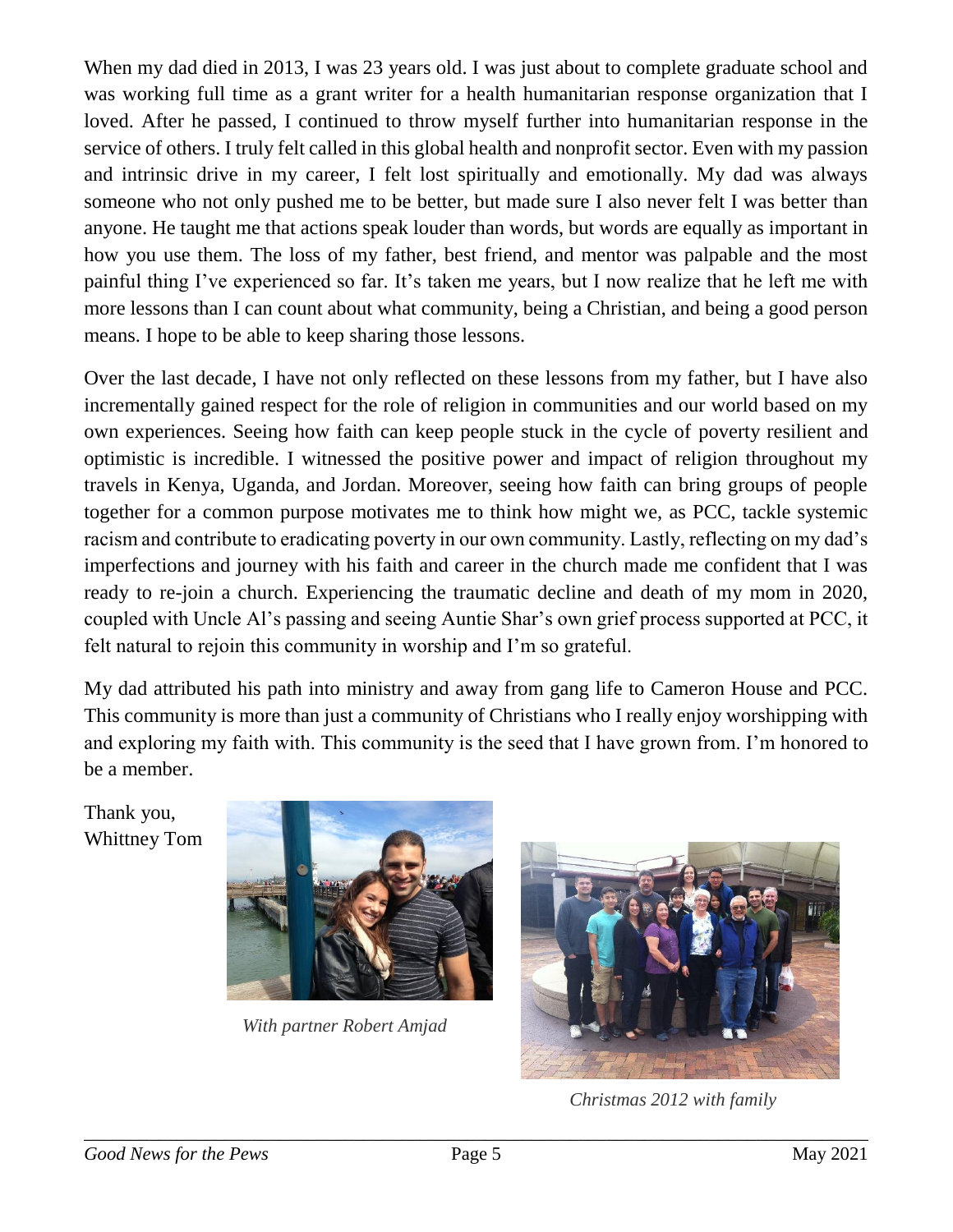When my dad died in 2013, I was 23 years old. I was just about to complete graduate school and was working full time as a grant writer for a health humanitarian response organization that I loved. After he passed, I continued to throw myself further into humanitarian response in the service of others. I truly felt called in this global health and nonprofit sector. Even with my passion and intrinsic drive in my career, I felt lost spiritually and emotionally. My dad was always someone who not only pushed me to be better, but made sure I also never felt I was better than anyone. He taught me that actions speak louder than words, but words are equally as important in how you use them. The loss of my father, best friend, and mentor was palpable and the most painful thing I've experienced so far. It's taken me years, but I now realize that he left me with more lessons than I can count about what community, being a Christian, and being a good person means. I hope to be able to keep sharing those lessons.

Over the last decade, I have not only reflected on these lessons from my father, but I have also incrementally gained respect for the role of religion in communities and our world based on my own experiences. Seeing how faith can keep people stuck in the cycle of poverty resilient and optimistic is incredible. I witnessed the positive power and impact of religion throughout my travels in Kenya, Uganda, and Jordan. Moreover, seeing how faith can bring groups of people together for a common purpose motivates me to think how might we, as PCC, tackle systemic racism and contribute to eradicating poverty in our own community. Lastly, reflecting on my dad's imperfections and journey with his faith and career in the church made me confident that I was ready to re-join a church. Experiencing the traumatic decline and death of my mom in 2020, coupled with Uncle Al's passing and seeing Auntie Shar's own grief process supported at PCC, it felt natural to rejoin this community in worship and I'm so grateful.

My dad attributed his path into ministry and away from gang life to Cameron House and PCC. This community is more than just a community of Christians who I really enjoy worshipping with and exploring my faith with. This community is the seed that I have grown from. I'm honored to be a member.

Thank you,
Whittney Tom

*With partner Robert Amjad*

*Christmas 2012 with family*